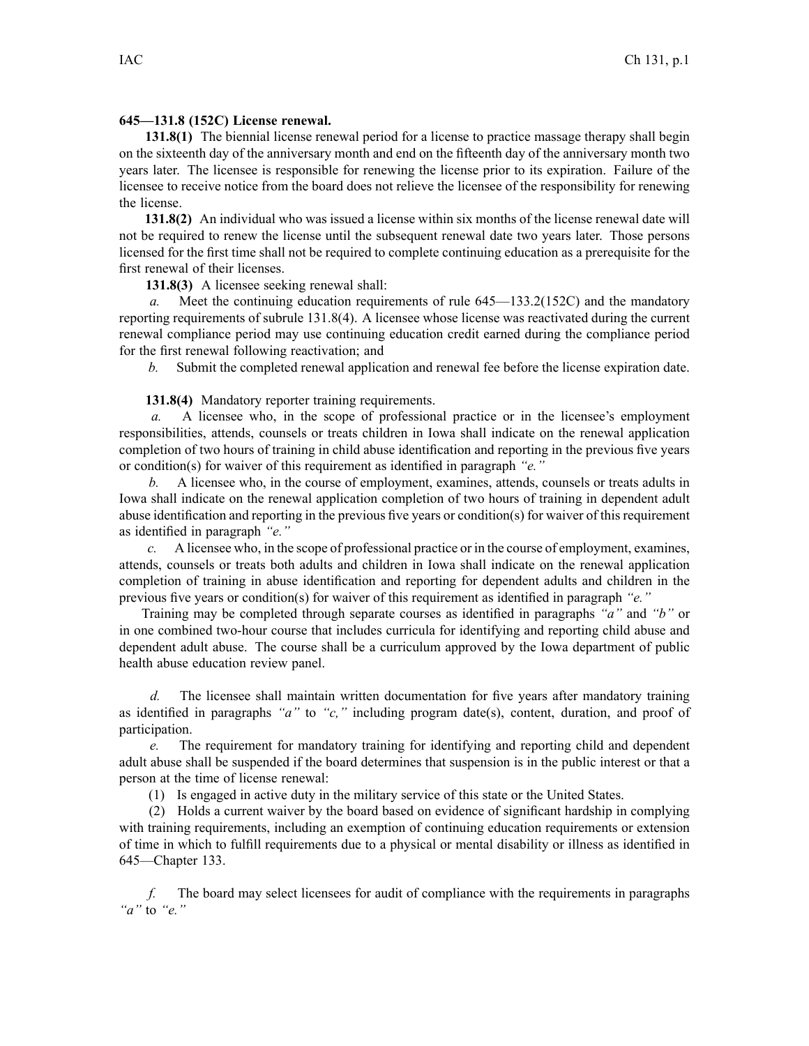**645—131.8 (152C) License renewal.**

**131.8(1)** The biennial license renewal period for a license to practice massage therapy shall begin on the sixteenth day of the anniversary month and end on the fifteenth day of the anniversary month two years later. The licensee is responsible for renewing the license prior to its expiration. Failure of the licensee to receive notice from the board does not relieve the licensee of the responsibility for renewing the license.

**131.8(2)** An individual who was issued a license within six months of the license renewal date will not be required to renew the license until the subsequent renewal date two years later. Those persons licensed for the first time shall not be required to complete continuing education as a prerequisite for the first renewal of their licenses.

**131.8(3)** A licensee seeking renewal shall:

*a.* Meet the continuing education requirements of rule 645—133.2(152C) and the mandatory reporting requirements of subrule 131.8(4). A licensee whose license was reactivated during the current renewal compliance period may use continuing education credit earned during the compliance period for the first renewal following reactivation; and

*b.* Submit the completed renewal application and renewal fee before the license expiration date.

**131.8(4)** Mandatory reporter training requirements.

*a.* A licensee who, in the scope of professional practice or in the licensee's employment responsibilities, attends, counsels or treats children in Iowa shall indicate on the renewal application completion of two hours of training in child abuse identification and reporting in the previous five years or condition(s) for waiver of this requirement as identified in paragraph *"e."*

*b.* A licensee who, in the course of employment, examines, attends, counsels or treats adults in Iowa shall indicate on the renewal application completion of two hours of training in dependent adult abuse identification and reporting in the previous five years or condition(s) for waiver of this requirement as identified in paragraph *"e."*

*c.* A licensee who, in the scope of professional practice or in the course of employment, examines, attends, counsels or treats both adults and children in Iowa shall indicate on the renewal application completion of training in abuse identification and reporting for dependent adults and children in the previous five years or condition(s) for waiver of this requirement as identified in paragraph *"e."*

Training may be completed through separate courses as identified in paragraphs *"a"* and *"b"* or in one combined two-hour course that includes curricula for identifying and reporting child abuse and dependent adult abuse. The course shall be a curriculum approved by the Iowa department of public health abuse education review panel.

*d.* The licensee shall maintain written documentation for five years after mandatory training as identified in paragraphs *"a"* to *"c,"* including program date(s), content, duration, and proof of participation.

*e.* The requirement for mandatory training for identifying and reporting child and dependent adult abuse shall be suspended if the board determines that suspension is in the public interest or that a person at the time of license renewal:

(1) Is engaged in active duty in the military service of this state or the United States.

(2) Holds a current waiver by the board based on evidence of significant hardship in complying with training requirements, including an exemption of continuing education requirements or extension of time in which to fulfill requirements due to a physical or mental disability or illness as identified in 645—Chapter 133.

*f.* The board may select licensees for audit of compliance with the requirements in paragraphs *"a"* to *"e."*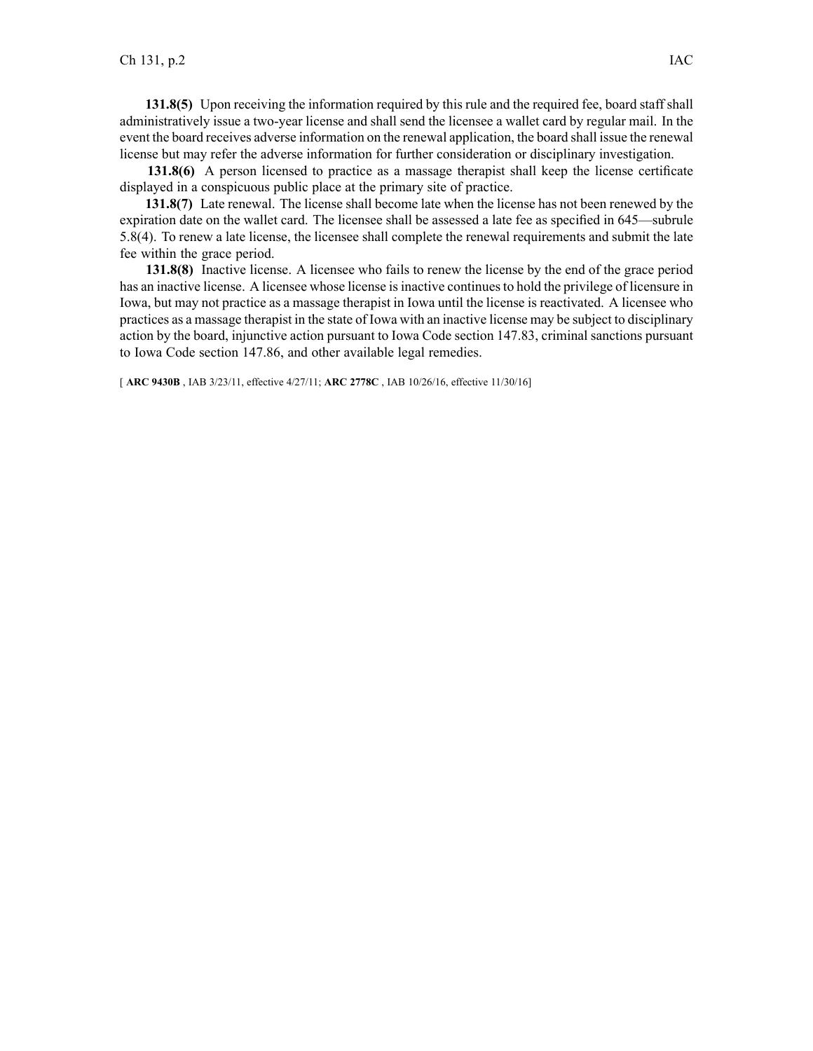**131.8(5)** Upon receiving the information required by this rule and the required fee, board staff shall administratively issue a two-year license and shall send the licensee a wallet card by regular mail. In the event the board receives adverse information on the renewal application, the board shall issue the renewal license but may refer the adverse information for further consideration or disciplinary investigation.

**131.8(6)** A person licensed to practice as a massage therapist shall keep the license certificate displayed in a conspicuous public place at the primary site of practice.

**131.8(7)** Late renewal. The license shall become late when the license has not been renewed by the expiration date on the wallet card. The licensee shall be assessed a late fee as specified in 645—subrule 5.8(4). To renew a late license, the licensee shall complete the renewal requirements and submit the late fee within the grace period.

**131.8(8)** Inactive license. A licensee who fails to renew the license by the end of the grace period has an inactive license. A licensee whose license is inactive continues to hold the privilege of licensure in Iowa, but may not practice as a massage therapist in Iowa until the license is reactivated. A licensee who practices as a massage therapist in the state of Iowa with an inactive license may be subject to disciplinary action by the board, injunctive action pursuant to Iowa Code section 147.83, criminal sanctions pursuant to Iowa Code section 147.86, and other available legal remedies.

[ **ARC 9430B** , IAB 3/23/11, effective 4/27/11; **ARC 2778C** , IAB 10/26/16, effective 11/30/16]